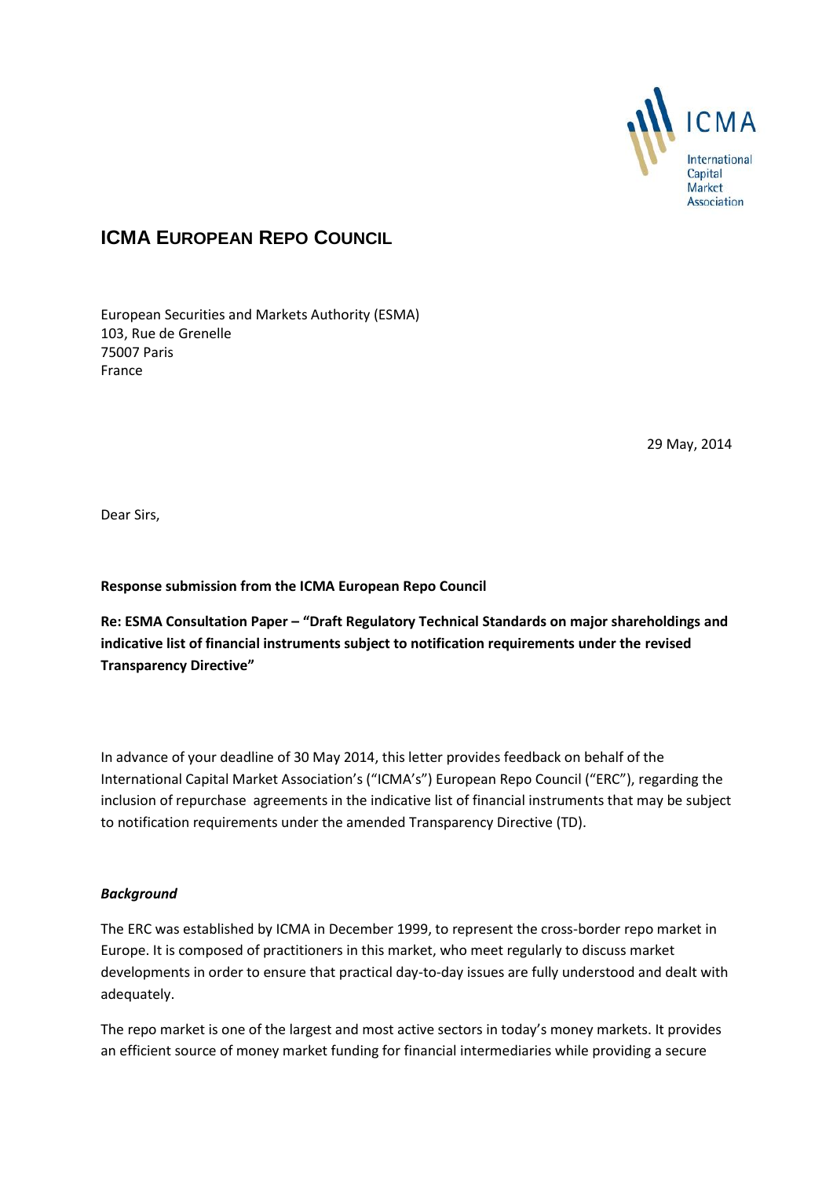ICMA International Capital Market Association

## ICMA EUROPEAN REPO COUNCIL

European Securities and Markets Authority (ESMA)
103, Rue de Grenelle
75007 Paris
France

29 May, 2014

Dear Sirs,

**Response submission from the ICMA European Repo Council**

**Re: ESMA Consultation Paper – "Draft Regulatory Technical Standards on major shareholdings and indicative list of financial instruments subject to notification requirements under the revised Transparency Directive"**

In advance of your deadline of 30 May 2014, this letter provides feedback on behalf of the International Capital Market Association's ("ICMA's") European Repo Council ("ERC"), regarding the inclusion of repurchase agreements in the indicative list of financial instruments that may be subject to notification requirements under the amended Transparency Directive (TD).

***Background***

The ERC was established by ICMA in December 1999, to represent the cross-border repo market in Europe. It is composed of practitioners in this market, who meet regularly to discuss market developments in order to ensure that practical day-to-day issues are fully understood and dealt with adequately.

The repo market is one of the largest and most active sectors in today's money markets. It provides an efficient source of money market funding for financial intermediaries while providing a secure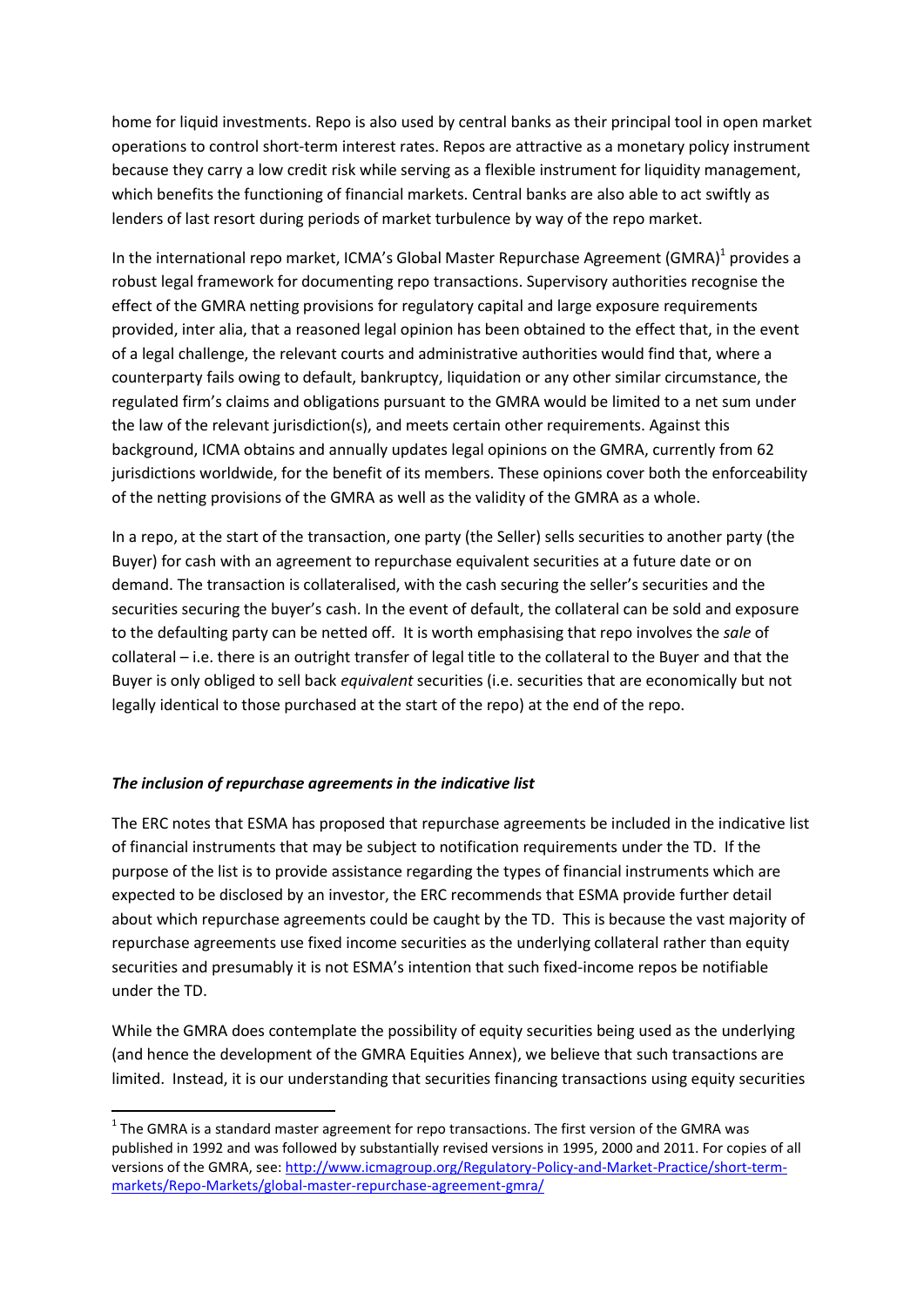home for liquid investments. Repo is also used by central banks as their principal tool in open market operations to control short-term interest rates. Repos are attractive as a monetary policy instrument because they carry a low credit risk while serving as a flexible instrument for liquidity management, which benefits the functioning of financial markets. Central banks are also able to act swiftly as lenders of last resort during periods of market turbulence by way of the repo market.

In the international repo market, ICMA's Global Master Repurchase Agreement (GMRA)[1] provides a robust legal framework for documenting repo transactions. Supervisory authorities recognise the effect of the GMRA netting provisions for regulatory capital and large exposure requirements provided, inter alia, that a reasoned legal opinion has been obtained to the effect that, in the event of a legal challenge, the relevant courts and administrative authorities would find that, where a counterparty fails owing to default, bankruptcy, liquidation or any other similar circumstance, the regulated firm's claims and obligations pursuant to the GMRA would be limited to a net sum under the law of the relevant jurisdiction(s), and meets certain other requirements. Against this background, ICMA obtains and annually updates legal opinions on the GMRA, currently from 62 jurisdictions worldwide, for the benefit of its members. These opinions cover both the enforceability of the netting provisions of the GMRA as well as the validity of the GMRA as a whole.

In a repo, at the start of the transaction, one party (the Seller) sells securities to another party (the Buyer) for cash with an agreement to repurchase equivalent securities at a future date or on demand. The transaction is collateralised, with the cash securing the seller's securities and the securities securing the buyer's cash. In the event of default, the collateral can be sold and exposure to the defaulting party can be netted off. It is worth emphasising that repo involves the *sale* of collateral – i.e. there is an outright transfer of legal title to the collateral to the Buyer and that the Buyer is only obliged to sell back *equivalent* securities (i.e. securities that are economically but not legally identical to those purchased at the start of the repo) at the end of the repo.

***The inclusion of repurchase agreements in the indicative list***

The ERC notes that ESMA has proposed that repurchase agreements be included in the indicative list of financial instruments that may be subject to notification requirements under the TD. If the purpose of the list is to provide assistance regarding the types of financial instruments which are expected to be disclosed by an investor, the ERC recommends that ESMA provide further detail about which repurchase agreements could be caught by the TD. This is because the vast majority of repurchase agreements use fixed income securities as the underlying collateral rather than equity securities and presumably it is not ESMA's intention that such fixed-income repos be notifiable under the TD.

While the GMRA does contemplate the possibility of equity securities being used as the underlying (and hence the development of the GMRA Equities Annex), we believe that such transactions are limited. Instead, it is our understanding that securities financing transactions using equity securities

[1] The GMRA is a standard master agreement for repo transactions. The first version of the GMRA was published in 1992 and was followed by substantially revised versions in 1995, 2000 and 2011. For copies of all versions of the GMRA, see: http://www.icmagroup.org/Regulatory-Policy-and-Market-Practice/short-term-markets/Repo-Markets/global-master-repurchase-agreement-gmra/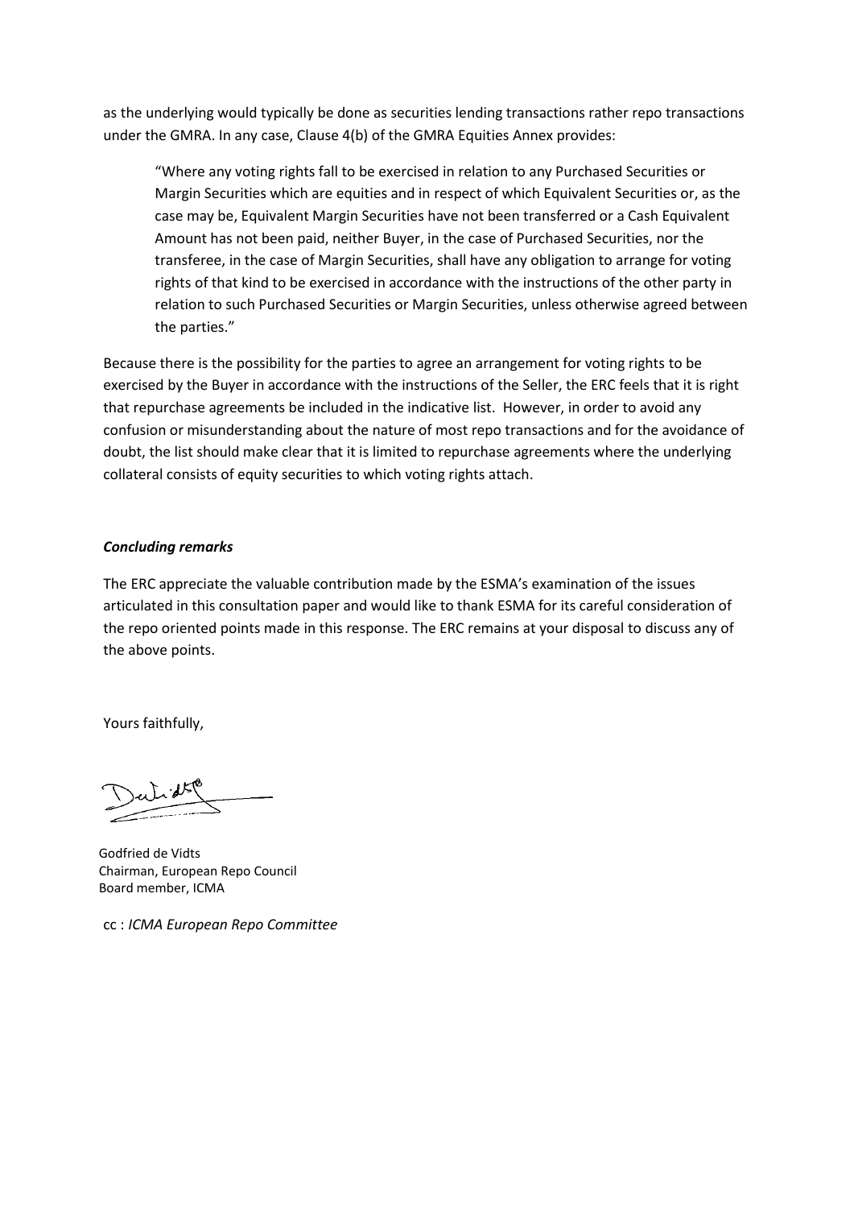as the underlying would typically be done as securities lending transactions rather repo transactions under the GMRA. In any case, Clause 4(b) of the GMRA Equities Annex provides:

> "Where any voting rights fall to be exercised in relation to any Purchased Securities or Margin Securities which are equities and in respect of which Equivalent Securities or, as the case may be, Equivalent Margin Securities have not been transferred or a Cash Equivalent Amount has not been paid, neither Buyer, in the case of Purchased Securities, nor the transferee, in the case of Margin Securities, shall have any obligation to arrange for voting rights of that kind to be exercised in accordance with the instructions of the other party in relation to such Purchased Securities or Margin Securities, unless otherwise agreed between the parties."

Because there is the possibility for the parties to agree an arrangement for voting rights to be exercised by the Buyer in accordance with the instructions of the Seller, the ERC feels that it is right that repurchase agreements be included in the indicative list. However, in order to avoid any confusion or misunderstanding about the nature of most repo transactions and for the avoidance of doubt, the list should make clear that it is limited to repurchase agreements where the underlying collateral consists of equity securities to which voting rights attach.

***Concluding remarks***

The ERC appreciate the valuable contribution made by the ESMA's examination of the issues articulated in this consultation paper and would like to thank ESMA for its careful consideration of the repo oriented points made in this response. The ERC remains at your disposal to discuss any of the above points.

Yours faithfully,

Godfried de Vidts
Chairman, European Repo Council
Board member, ICMA

cc : *ICMA European Repo Committee*